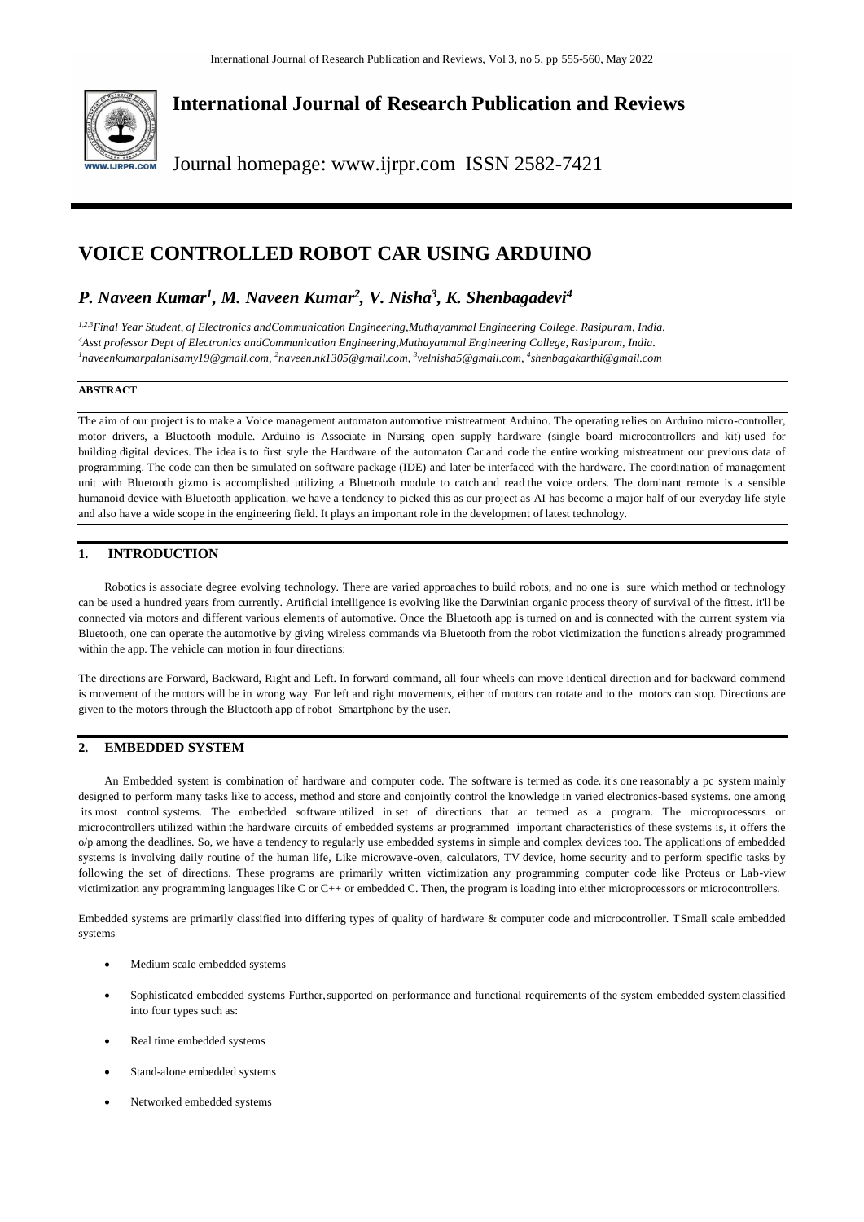# International Journal of Research Publication and Reviews

Journal homepage: www.ijrpr.com ISSN 2582-7421

# VOICE CONTROLLED ROBOT CAR USING ARDUINO

## *P. Naveen Kumar[1], M. Naveen Kumar[2], V. Nisha[3], K. Shenbagadevi[4]*

*[1,2,3]Final Year Student, of Electronics andCommunication Engineering,Muthayammal Engineering College, Rasipuram, India.*
*[4]Asst professor Dept of Electronics andCommunication Engineering,Muthayammal Engineering College, Rasipuram, India.*
*[1]naveenkumarpalanisamy19@gmail.com, [2]naveen.nk1305@gmail.com, [3]velnisha5@gmail.com, [4]shenbagakarthi@gmail.com*

**ABSTRACT**

The aim of our project is to make a Voice management automaton automotive mistreatment Arduino. The operating relies on Arduino micro-controller, motor drivers, a Bluetooth module. Arduino is Associate in Nursing open supply hardware (single board microcontrollers and kit) used for building digital devices. The idea is to first style the Hardware of the automaton Car and code the entire working mistreatment our previous data of programming. The code can then be simulated on software package (IDE) and later be interfaced with the hardware. The coordination of management unit with Bluetooth gizmo is accomplished utilizing a Bluetooth module to catch and read the voice orders. The dominant remote is a sensible humanoid device with Bluetooth application. we have a tendency to picked this as our project as AI has become a major half of our everyday life style and also have a wide scope in the engineering field. It plays an important role in the development of latest technology.

## 1. INTRODUCTION

Robotics is associate degree evolving technology. There are varied approaches to build robots, and no one is sure which method or technology can be used a hundred years from currently. Artificial intelligence is evolving like the Darwinian organic process theory of survival of the fittest. it'll be connected via motors and different various elements of automotive. Once the Bluetooth app is turned on and is connected with the current system via Bluetooth, one can operate the automotive by giving wireless commands via Bluetooth from the robot victimization the functions already programmed within the app. The vehicle can motion in four directions:

The directions are Forward, Backward, Right and Left. In forward command, all four wheels can move identical direction and for backward commend is movement of the motors will be in wrong way. For left and right movements, either of motors can rotate and to the motors can stop. Directions are given to the motors through the Bluetooth app of robot Smartphone by the user.

## 2. EMBEDDED SYSTEM

An Embedded system is combination of hardware and computer code. The software is termed as code. it's one reasonably a pc system mainly designed to perform many tasks like to access, method and store and conjointly control the knowledge in varied electronics-based systems. one among its most control systems. The embedded software utilized in set of directions that ar termed as a program. The microprocessors or microcontrollers utilized within the hardware circuits of embedded systems ar programmed important characteristics of these systems is, it offers the o/p among the deadlines. So, we have a tendency to regularly use embedded systems in simple and complex devices too. The applications of embedded systems is involving daily routine of the human life, Like microwave-oven, calculators, TV device, home security and to perform specific tasks by following the set of directions. These programs are primarily written victimization any programming computer code like Proteus or Lab-view victimization any programming languages like C or C++ or embedded C. Then, the program is loading into either microprocessors or microcontrollers.

Embedded systems are primarily classified into differing types of quality of hardware & computer code and microcontroller. TSmall scale embedded systems

- Medium scale embedded systems
- Sophisticated embedded systems Further,supported on performance and functional requirements of the system embedded systemclassified into four types such as:
- Real time embedded systems
- Stand-alone embedded systems
- Networked embedded systems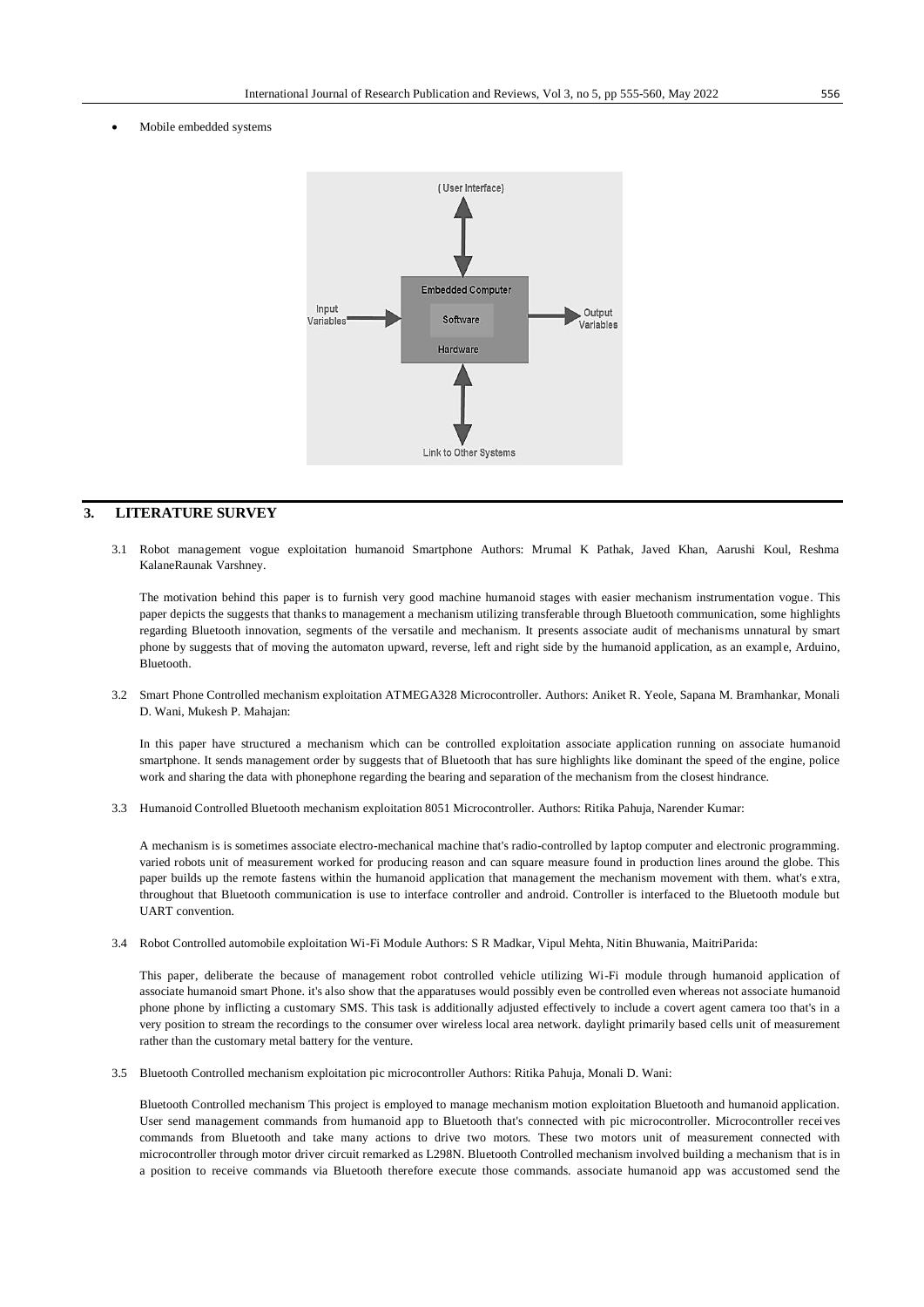- Mobile embedded systems

## 3. LITERATURE SURVEY

3.1 Robot management vogue exploitation humanoid Smartphone Authors: Mrumal K Pathak, Javed Khan, Aarushi Koul, Reshma KalaneRaunak Varshney.

The motivation behind this paper is to furnish very good machine humanoid stages with easier mechanism instrumentation vogue. This paper depicts the suggests that thanks to management a mechanism utilizing transferable through Bluetooth communication, some highlights regarding Bluetooth innovation, segments of the versatile and mechanism. It presents associate audit of mechanisms unnatural by smart phone by suggests that of moving the automaton upward, reverse, left and right side by the humanoid application, as an example, Arduino, Bluetooth.

3.2 Smart Phone Controlled mechanism exploitation ATMEGA328 Microcontroller. Authors: Aniket R. Yeole, Sapana M. Bramhankar, Monali D. Wani, Mukesh P. Mahajan:

In this paper have structured a mechanism which can be controlled exploitation associate application running on associate humanoid smartphone. It sends management order by suggests that of Bluetooth that has sure highlights like dominant the speed of the engine, police work and sharing the data with phonephone regarding the bearing and separation of the mechanism from the closest hindrance.

3.3 Humanoid Controlled Bluetooth mechanism exploitation 8051 Microcontroller. Authors: Ritika Pahuja, Narender Kumar:

A mechanism is is sometimes associate electro-mechanical machine that's radio-controlled by laptop computer and electronic programming. varied robots unit of measurement worked for producing reason and can square measure found in production lines around the globe. This paper builds up the remote fastens within the humanoid application that management the mechanism movement with them. what's extra, throughout that Bluetooth communication is use to interface controller and android. Controller is interfaced to the Bluetooth module but UART convention.

3.4 Robot Controlled automobile exploitation Wi-Fi Module Authors: S R Madkar, Vipul Mehta, Nitin Bhuwania, MaitriParida:

This paper, deliberate the because of management robot controlled vehicle utilizing Wi-Fi module through humanoid application of associate humanoid smart Phone. it's also show that the apparatuses would possibly even be controlled even whereas not associate humanoid phone phone by inflicting a customary SMS. This task is additionally adjusted effectively to include a covert agent camera too that's in a very position to stream the recordings to the consumer over wireless local area network. daylight primarily based cells unit of measurement rather than the customary metal battery for the venture.

3.5 Bluetooth Controlled mechanism exploitation pic microcontroller Authors: Ritika Pahuja, Monali D. Wani:

Bluetooth Controlled mechanism This project is employed to manage mechanism motion exploitation Bluetooth and humanoid application. User send management commands from humanoid app to Bluetooth that's connected with pic microcontroller. Microcontroller receives commands from Bluetooth and take many actions to drive two motors. These two motors unit of measurement connected with microcontroller through motor driver circuit remarked as L298N. Bluetooth Controlled mechanism involved building a mechanism that is in a position to receive commands via Bluetooth therefore execute those commands. associate humanoid app was accustomed send the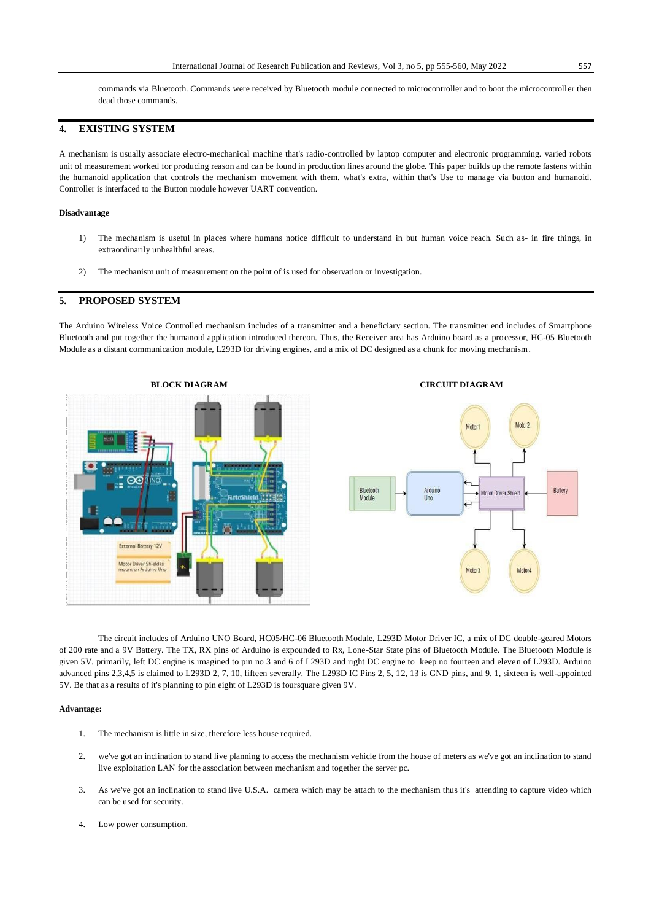commands via Bluetooth. Commands were received by Bluetooth module connected to microcontroller and to boot the microcontroller then dead those commands.

## 4. EXISTING SYSTEM

A mechanism is usually associate electro-mechanical machine that's radio-controlled by laptop computer and electronic programming. varied robots unit of measurement worked for producing reason and can be found in production lines around the globe. This paper builds up the remote fastens within the humanoid application that controls the mechanism movement with them. what's extra, within that's Use to manage via button and humanoid. Controller is interfaced to the Button module however UART convention.

**Disadvantage**

1) The mechanism is useful in places where humans notice difficult to understand in but human voice reach. Such as- in fire things, in extraordinarily unhealthful areas.

2) The mechanism unit of measurement on the point of is used for observation or investigation.

## 5. PROPOSED SYSTEM

The Arduino Wireless Voice Controlled mechanism includes of a transmitter and a beneficiary section. The transmitter end includes of Smartphone Bluetooth and put together the humanoid application introduced thereon. Thus, the Receiver area has Arduino board as a processor, HC-05 Bluetooth Module as a distant communication module, L293D for driving engines, and a mix of DC designed as a chunk for moving mechanism.

**BLOCK DIAGRAM**

**CIRCUIT DIAGRAM**

The circuit includes of Arduino UNO Board, HC05/HC-06 Bluetooth Module, L293D Motor Driver IC, a mix of DC double-geared Motors of 200 rate and a 9V Battery. The TX, RX pins of Arduino is expounded to Rx, Lone-Star State pins of Bluetooth Module. The Bluetooth Module is given 5V. primarily, left DC engine is imagined to pin no 3 and 6 of L293D and right DC engine to keep no fourteen and eleven of L293D. Arduino advanced pins 2,3,4,5 is claimed to L293D 2, 7, 10, fifteen severally. The L293D IC Pins 2, 5, 12, 13 is GND pins, and 9, 1, sixteen is well-appointed 5V. Be that as a results of it's planning to pin eight of L293D is foursquare given 9V.

**Advantage:**

1. The mechanism is little in size, therefore less house required.
2. we've got an inclination to stand live planning to access the mechanism vehicle from the house of meters as we've got an inclination to stand live exploitation LAN for the association between mechanism and together the server pc.
3. As we've got an inclination to stand live U.S.A. camera which may be attach to the mechanism thus it's attending to capture video which can be used for security.
4. Low power consumption.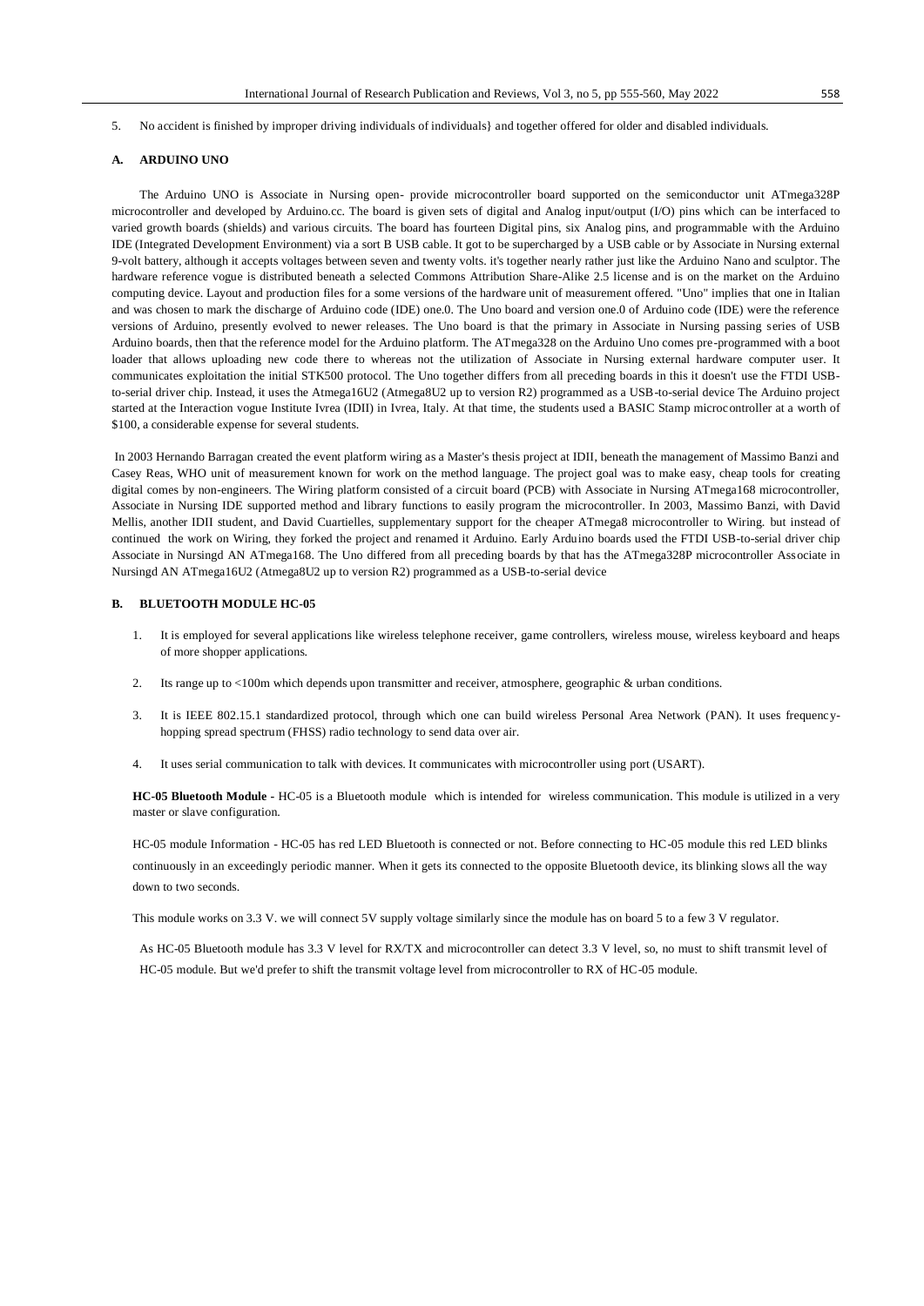5. No accident is finished by improper driving individuals of individuals} and together offered for older and disabled individuals.

### A. ARDUINO UNO

The Arduino UNO is Associate in Nursing open- provide microcontroller board supported on the semiconductor unit ATmega328P microcontroller and developed by Arduino.cc. The board is given sets of digital and Analog input/output (I/O) pins which can be interfaced to varied growth boards (shields) and various circuits. The board has fourteen Digital pins, six Analog pins, and programmable with the Arduino IDE (Integrated Development Environment) via a sort B USB cable. It got to be supercharged by a USB cable or by Associate in Nursing external 9-volt battery, although it accepts voltages between seven and twenty volts. it's together nearly rather just like the Arduino Nano and sculptor. The hardware reference vogue is distributed beneath a selected Commons Attribution Share-Alike 2.5 license and is on the market on the Arduino computing device. Layout and production files for a some versions of the hardware unit of measurement offered. "Uno" implies that one in Italian and was chosen to mark the discharge of Arduino code (IDE) one.0. The Uno board and version one.0 of Arduino code (IDE) were the reference versions of Arduino, presently evolved to newer releases. The Uno board is that the primary in Associate in Nursing passing series of USB Arduino boards, then that the reference model for the Arduino platform. The ATmega328 on the Arduino Uno comes pre-programmed with a boot loader that allows uploading new code there to whereas not the utilization of Associate in Nursing external hardware computer user. It communicates exploitation the initial STK500 protocol. The Uno together differs from all preceding boards in this it doesn't use the FTDI USB-to-serial driver chip. Instead, it uses the Atmega16U2 (Atmega8U2 up to version R2) programmed as a USB-to-serial device The Arduino project started at the Interaction vogue Institute Ivrea (IDII) in Ivrea, Italy. At that time, the students used a BASIC Stamp microcontroller at a worth of $100, a considerable expense for several students.

In 2003 Hernando Barragan created the event platform wiring as a Master's thesis project at IDII, beneath the management of Massimo Banzi and Casey Reas, WHO unit of measurement known for work on the method language. The project goal was to make easy, cheap tools for creating digital comes by non-engineers. The Wiring platform consisted of a circuit board (PCB) with Associate in Nursing ATmega168 microcontroller, Associate in Nursing IDE supported method and library functions to easily program the microcontroller. In 2003, Massimo Banzi, with David Mellis, another IDII student, and David Cuartielles, supplementary support for the cheaper ATmega8 microcontroller to Wiring. but instead of continued the work on Wiring, they forked the project and renamed it Arduino. Early Arduino boards used the FTDI USB-to-serial driver chip Associate in Nursingd AN ATmega168. The Uno differed from all preceding boards by that has the ATmega328P microcontroller Associate in Nursingd AN ATmega16U2 (Atmega8U2 up to version R2) programmed as a USB-to-serial device

### B. BLUETOOTH MODULE HC-05

1. It is employed for several applications like wireless telephone receiver, game controllers, wireless mouse, wireless keyboard and heaps of more shopper applications.
2. Its range up to <100m which depends upon transmitter and receiver, atmosphere, geographic & urban conditions.
3. It is IEEE 802.15.1 standardized protocol, through which one can build wireless Personal Area Network (PAN). It uses frequency-hopping spread spectrum (FHSS) radio technology to send data over air.
4. It uses serial communication to talk with devices. It communicates with microcontroller using port (USART).

**HC-05 Bluetooth Module -** HC-05 is a Bluetooth module which is intended for wireless communication. This module is utilized in a very master or slave configuration.

HC-05 module Information - HC-05 has red LED Bluetooth is connected or not. Before connecting to HC-05 module this red LED blinks continuously in an exceedingly periodic manner. When it gets its connected to the opposite Bluetooth device, its blinking slows all the way down to two seconds.

This module works on 3.3 V. we will connect 5V supply voltage similarly since the module has on board 5 to a few 3 V regulator.

As HC-05 Bluetooth module has 3.3 V level for RX/TX and microcontroller can detect 3.3 V level, so, no must to shift transmit level of HC-05 module. But we'd prefer to shift the transmit voltage level from microcontroller to RX of HC-05 module.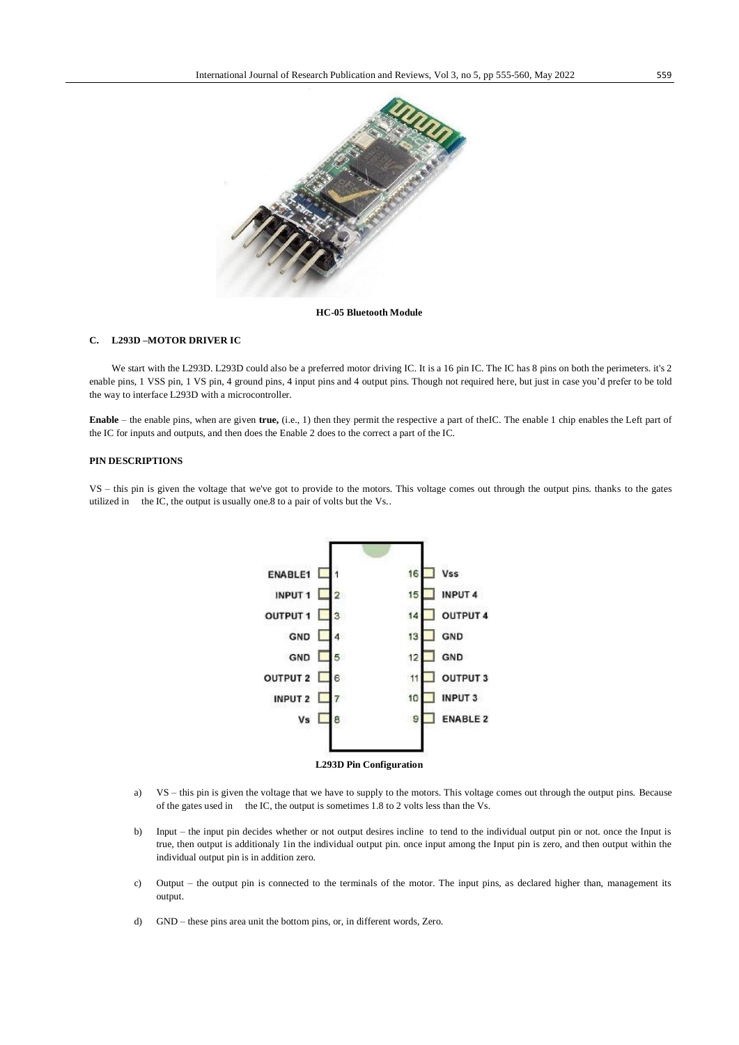**HC-05 Bluetooth Module**

### C. L293D –MOTOR DRIVER IC

We start with the L293D. L293D could also be a preferred motor driving IC. It is a 16 pin IC. The IC has 8 pins on both the perimeters. it's 2 enable pins, 1 VSS pin, 1 VS pin, 4 ground pins, 4 input pins and 4 output pins. Though not required here, but just in case you'd prefer to be told the way to interface L293D with a microcontroller.

**Enable** – the enable pins, when are given **true,** (i.e., 1) then they permit the respective a part of theIC. The enable 1 chip enables the Left part of the IC for inputs and outputs, and then does the Enable 2 does to the correct a part of the IC.

#### PIN DESCRIPTIONS

VS – this pin is given the voltage that we've got to provide to the motors. This voltage comes out through the output pins. thanks to the gates utilized in the IC, the output is usually one.8 to a pair of volts but the Vs..

**L293D Pin Configuration**

a) VS – this pin is given the voltage that we have to supply to the motors. This voltage comes out through the output pins. Because of the gates used in the IC, the output is sometimes 1.8 to 2 volts less than the Vs.

b) Input – the input pin decides whether or not output desires incline to tend to the individual output pin or not. once the Input is true, then output is additionaly 1in the individual output pin. once input among the Input pin is zero, and then output within the individual output pin is in addition zero.

c) Output – the output pin is connected to the terminals of the motor. The input pins, as declared higher than, management its output.

d) GND – these pins area unit the bottom pins, or, in different words, Zero.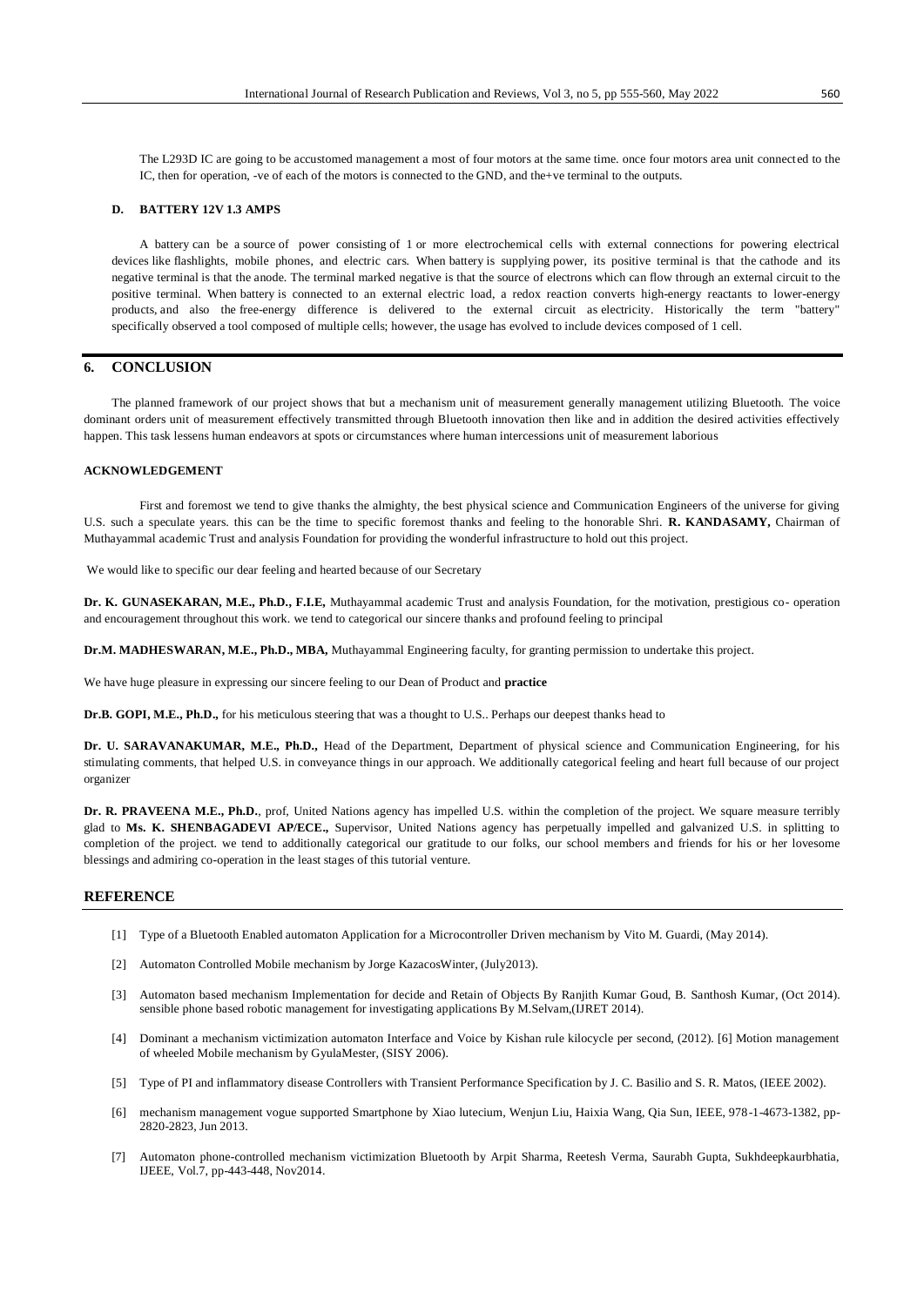The L293D IC are going to be accustomed management a most of four motors at the same time. once four motors area unit connected to the IC, then for operation, -ve of each of the motors is connected to the GND, and the+ve terminal to the outputs.

### D. BATTERY 12V 1.3 AMPS

A battery can be a source of power consisting of 1 or more electrochemical cells with external connections for powering electrical devices like flashlights, mobile phones, and electric cars. When battery is supplying power, its positive terminal is that the cathode and its negative terminal is that the anode. The terminal marked negative is that the source of electrons which can flow through an external circuit to the positive terminal. When battery is connected to an external electric load, a redox reaction converts high-energy reactants to lower-energy products, and also the free-energy difference is delivered to the external circuit as electricity. Historically the term "battery" specifically observed a tool composed of multiple cells; however, the usage has evolved to include devices composed of 1 cell.

## 6. CONCLUSION

The planned framework of our project shows that but a mechanism unit of measurement generally management utilizing Bluetooth. The voice dominant orders unit of measurement effectively transmitted through Bluetooth innovation then like and in addition the desired activities effectively happen. This task lessens human endeavors at spots or circumstances where human intercessions unit of measurement laborious

### ACKNOWLEDGEMENT

First and foremost we tend to give thanks the almighty, the best physical science and Communication Engineers of the universe for giving U.S. such a speculate years. this can be the time to specific foremost thanks and feeling to the honorable Shri. **R. KANDASAMY,** Chairman of Muthayammal academic Trust and analysis Foundation for providing the wonderful infrastructure to hold out this project.

We would like to specific our dear feeling and hearted because of our Secretary

**Dr. K. GUNASEKARAN, M.E., Ph.D., F.I.E,** Muthayammal academic Trust and analysis Foundation, for the motivation, prestigious co- operation and encouragement throughout this work. we tend to categorical our sincere thanks and profound feeling to principal

**Dr.M. MADHESWARAN, M.E., Ph.D., MBA,** Muthayammal Engineering faculty, for granting permission to undertake this project.

We have huge pleasure in expressing our sincere feeling to our Dean of Product and **practice**

**Dr.B. GOPI, M.E., Ph.D.,** for his meticulous steering that was a thought to U.S.. Perhaps our deepest thanks head to

**Dr. U. SARAVANAKUMAR, M.E., Ph.D.,** Head of the Department, Department of physical science and Communication Engineering, for his stimulating comments, that helped U.S. in conveyance things in our approach. We additionally categorical feeling and heart full because of our project organizer

**Dr. R. PRAVEENA M.E., Ph.D.**, prof, United Nations agency has impelled U.S. within the completion of the project. We square measure terribly glad to **Ms. K. SHENBAGADEVI AP/ECE.,** Supervisor, United Nations agency has perpetually impelled and galvanized U.S. in splitting to completion of the project. we tend to additionally categorical our gratitude to our folks, our school members and friends for his or her lovesome blessings and admiring co-operation in the least stages of this tutorial venture.

## REFERENCE

[1] Type of a Bluetooth Enabled automaton Application for a Microcontroller Driven mechanism by Vito M. Guardi, (May 2014).

[2] Automaton Controlled Mobile mechanism by Jorge KazacosWinter, (July2013).

[3] Automaton based mechanism Implementation for decide and Retain of Objects By Ranjith Kumar Goud, B. Santhosh Kumar, (Oct 2014). sensible phone based robotic management for investigating applications By M.Selvam,(IJRET 2014).

[4] Dominant a mechanism victimization automaton Interface and Voice by Kishan rule kilocycle per second, (2012). [6] Motion management of wheeled Mobile mechanism by GyulaMester, (SISY 2006).

[5] Type of PI and inflammatory disease Controllers with Transient Performance Specification by J. C. Basilio and S. R. Matos, (IEEE 2002).

[6] mechanism management vogue supported Smartphone by Xiao lutecium, Wenjun Liu, Haixia Wang, Qia Sun, IEEE, 978-1-4673-1382, pp-2820-2823, Jun 2013.

[7] Automaton phone-controlled mechanism victimization Bluetooth by Arpit Sharma, Reetesh Verma, Saurabh Gupta, Sukhdeepkaurbhatia, IJEEE, Vol.7, pp-443-448, Nov2014.